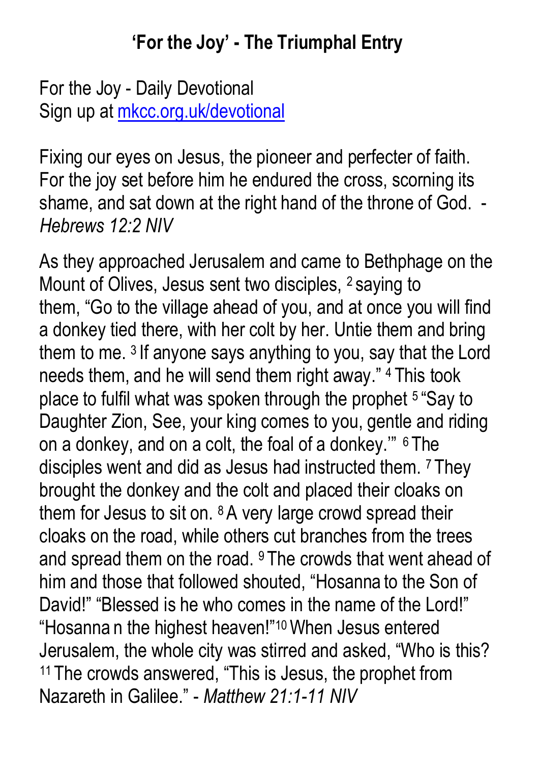## 'For the Joy' - The Triumphal Entry

For the Joy - Daily Devotional
Sign up at [mkcc.org.uk/devotional](mkcc.org.uk/devotional)

Fixing our eyes on Jesus, the pioneer and perfecter of faith. For the joy set before him he endured the cross, scorning its shame, and sat down at the right hand of the throne of God. - *Hebrews 12:2 NIV*

As they approached Jerusalem and came to Bethphage on the Mount of Olives, Jesus sent two disciples, [2] saying to them, "Go to the village ahead of you, and at once you will find a donkey tied there, with her colt by her. Untie them and bring them to me. [3] If anyone says anything to you, say that the Lord needs them, and he will send them right away." [4] This took place to fulfil what was spoken through the prophet [5] "Say to Daughter Zion, See, your king comes to you, gentle and riding on a donkey, and on a colt, the foal of a donkey.'" [6] The disciples went and did as Jesus had instructed them. [7] They brought the donkey and the colt and placed their cloaks on them for Jesus to sit on. [8] A very large crowd spread their cloaks on the road, while others cut branches from the trees and spread them on the road. [9] The crowds that went ahead of him and those that followed shouted, "Hosanna to the Son of David!" "Blessed is he who comes in the name of the Lord!" "Hosanna n the highest heaven!"[10] When Jesus entered Jerusalem, the whole city was stirred and asked, "Who is this? [11] The crowds answered, "This is Jesus, the prophet from Nazareth in Galilee." - *Matthew 21:1-11 NIV*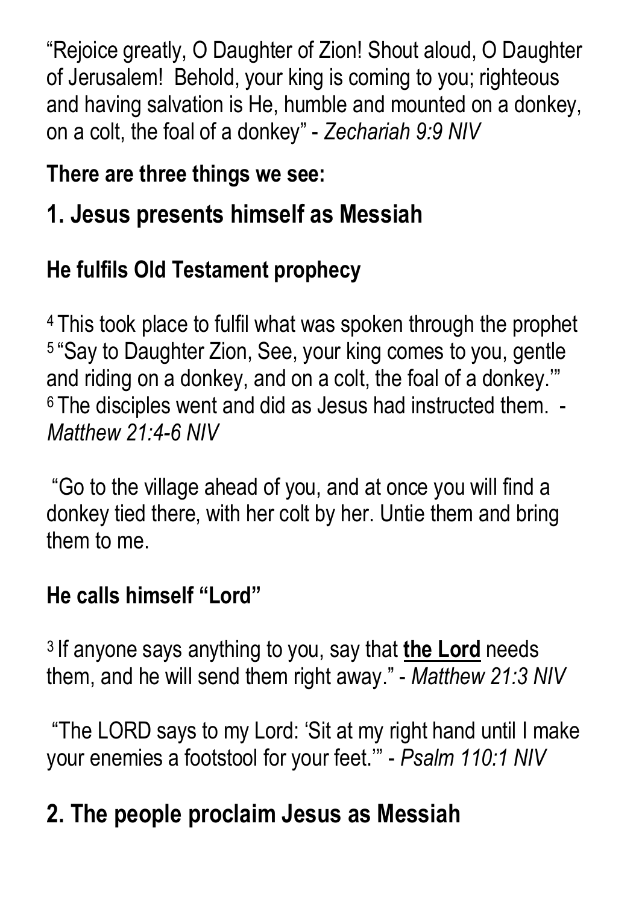"Rejoice greatly, O Daughter of Zion! Shout aloud, O Daughter of Jerusalem! Behold, your king is coming to you; righteous and having salvation is He, humble and mounted on a donkey, on a colt, the foal of a donkey" - *Zechariah 9:9 NIV*

**There are three things we see:**

## 1. Jesus presents himself as Messiah

### He fulfils Old Testament prophecy

[4] This took place to fulfil what was spoken through the prophet [5] "Say to Daughter Zion, See, your king comes to you, gentle and riding on a donkey, and on a colt, the foal of a donkey.'" [6] The disciples went and did as Jesus had instructed them. - *Matthew 21:4-6 NIV*

"Go to the village ahead of you, and at once you will find a donkey tied there, with her colt by her. Untie them and bring them to me.

### He calls himself "Lord"

[3] If anyone says anything to you, say that **the Lord** needs them, and he will send them right away." - *Matthew 21:3 NIV*

"The LORD says to my Lord: 'Sit at my right hand until I make your enemies a footstool for your feet.'" - *Psalm 110:1 NIV*

## 2. The people proclaim Jesus as Messiah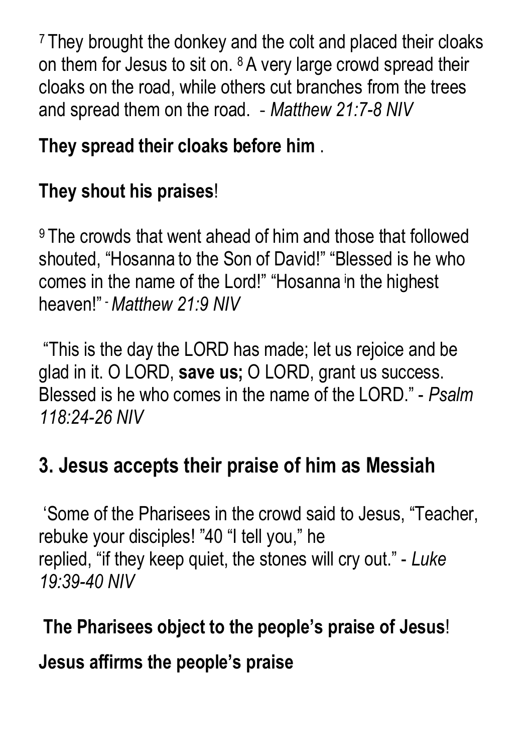[7] They brought the donkey and the colt and placed their cloaks on them for Jesus to sit on. [8] A very large crowd spread their cloaks on the road, while others cut branches from the trees and spread them on the road.  - *Matthew 21:7-8 NIV*

**They spread their cloaks before him** .

**They shout his praises**!

[9] The crowds that went ahead of him and those that followed shouted, "Hosanna to the Son of David!" "Blessed is he who comes in the name of the Lord!" "Hosanna [i]n the highest heaven!" - *Matthew 21:9 NIV*

"This is the day the LORD has made; let us rejoice and be glad in it. O LORD, **save us;** O LORD, grant us success. Blessed is he who comes in the name of the LORD." - *Psalm 118:24-26 NIV*

## 3. Jesus accepts their praise of him as Messiah

'Some of the Pharisees in the crowd said to Jesus, "Teacher, rebuke your disciples! "40 "I tell you," he replied, "if they keep quiet, the stones will cry out." - *Luke 19:39-40 NIV*

**The Pharisees object to the people's praise of Jesus**!

**Jesus affirms the people's praise**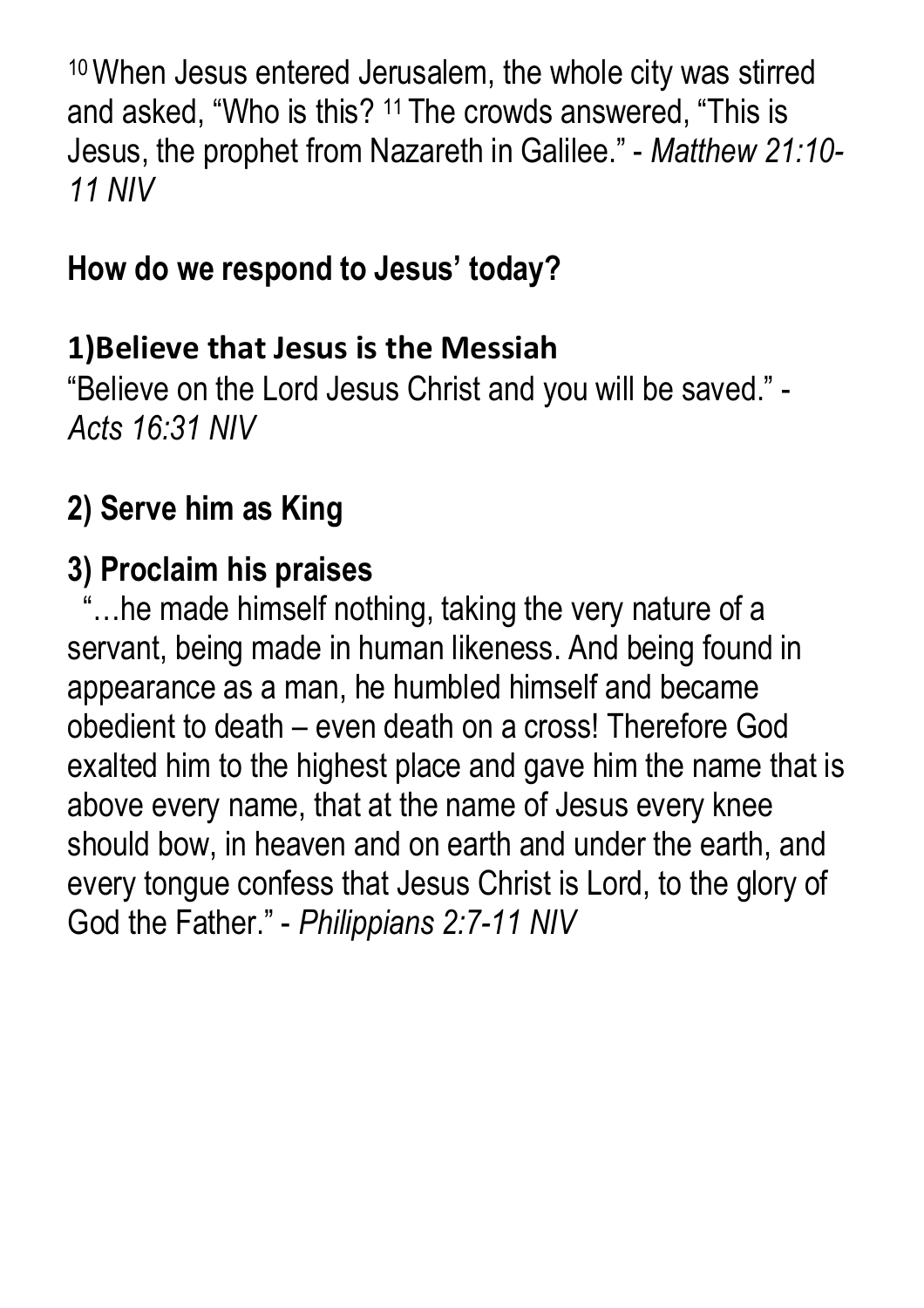[10] When Jesus entered Jerusalem, the whole city was stirred and asked, "Who is this? [11] The crowds answered, "This is Jesus, the prophet from Nazareth in Galilee." - *Matthew 21:10-11 NIV*

**How do we respond to Jesus' today?**

**1)Believe that Jesus is the Messiah**

"Believe on the Lord Jesus Christ and you will be saved." - *Acts 16:31 NIV*

**2) Serve him as King**

**3) Proclaim his praises**

"…he made himself nothing, taking the very nature of a servant, being made in human likeness. And being found in appearance as a man, he humbled himself and became obedient to death – even death on a cross! Therefore God exalted him to the highest place and gave him the name that is above every name, that at the name of Jesus every knee should bow, in heaven and on earth and under the earth, and every tongue confess that Jesus Christ is Lord, to the glory of God the Father." - *Philippians 2:7-11 NIV*